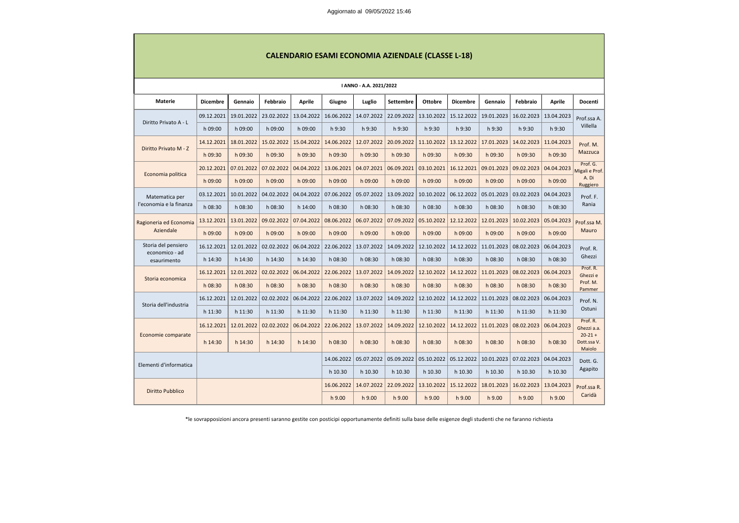Aggiornato al 09/05/2022 15:46

## CALENDARIO ESAMI ECONOMIA AZIENDALE (CLASSE L-18)

**I ANNO - A.A. 2021/2022**

| Materie | Dicembre | Gennaio | Febbraio | Aprile | Giugno | Luglio | Settembre | Ottobre | Dicembre | Gennaio | Febbraio | Aprile | Docenti |
|---|---|---|---|---|---|---|---|---|---|---|---|---|---|
| Diritto Privato A - L | 09.12.2021 | 19.01.2022 | 23.02.2022 | 13.04.2022 | 16.06.2022 | 14.07.2022 | 22.09.2022 | 13.10.2022 | 15.12.2022 | 19.01.2023 | 16.02.2023 | 13.04.2023 | Prof.ssa A. Villella |
| | h 09:00 | h 09:00 | h 09:00 | h 09:00 | h 9:30 | h 9:30 | h 9:30 | h 9:30 | h 9:30 | h 9:30 | h 9:30 | h 9:30 | |
| Diritto Privato M - Z | 14.12.2021 | 18.01.2022 | 15.02.2022 | 15.04.2022 | 14.06.2022 | 12.07.2022 | 20.09.2022 | 11.10.2022 | 13.12.2022 | 17.01.2023 | 14.02.2023 | 11.04.2023 | Prof. M. Mazzuca |
| | h 09:30 | h 09:30 | h 09:30 | h 09:30 | h 09:30 | h 09:30 | h 09:30 | h 09:30 | h 09:30 | h 09:30 | h 09:30 | h 09:30 | |
| Economia politica | 20.12.2021 | 07.01.2022 | 07.02.2022 | 04.04.2022 | 13.06.2021 | 04.07.2021 | 06.09.2021 | 03.10.2021 | 16.12.2021 | 09.01.2023 | 09.02.2023 | 04.04.2023 | Prof. G. Migali e Prof. A. Di Ruggiero |
| | h 09:00 | h 09:00 | h 09:00 | h 09:00 | h 09:00 | h 09:00 | h 09:00 | h 09:00 | h 09:00 | h 09:00 | h 09:00 | h 09:00 | |
| Matematica per l'economia e la finanza | 03.12.2021 | 10.01.2022 | 04.02.2022 | 04.04.2022 | 07.06.2022 | 05.07.2022 | 13.09.2022 | 10.10.2022 | 06.12.2022 | 05.01.2023 | 03.02.2023 | 04.04.2023 | Prof. F. Rania |
| | h 08:30 | h 08:30 | h 08:30 | h 14:00 | h 08:30 | h 08:30 | h 08:30 | h 08:30 | h 08:30 | h 08:30 | h 08:30 | h 08:30 | |
| Ragioneria ed Economia Aziendale | 13.12.2021 | 13.01.2022 | 09.02.2022 | 07.04.2022 | 08.06.2022 | 06.07.2022 | 07.09.2022 | 05.10.2022 | 12.12.2022 | 12.01.2023 | 10.02.2023 | 05.04.2023 | Prof.ssa M. Mauro |
| | h 09:00 | h 09:00 | h 09:00 | h 09:00 | h 09:00 | h 09:00 | h 09:00 | h 09:00 | h 09:00 | h 09:00 | h 09:00 | h 09:00 | |
| Storia del pensiero economico - ad esaurimento | 16.12.2021 | 12.01.2022 | 02.02.2022 | 06.04.2022 | 22.06.2022 | 13.07.2022 | 14.09.2022 | 12.10.2022 | 14.12.2022 | 11.01.2023 | 08.02.2023 | 06.04.2023 | Prof. R. Ghezzi |
| | h 14:30 | h 14:30 | h 14:30 | h 14:30 | h 08:30 | h 08:30 | h 08:30 | h 08:30 | h 08:30 | h 08:30 | h 08:30 | h 08:30 | |
| Storia economica | 16.12.2021 | 12.01.2022 | 02.02.2022 | 06.04.2022 | 22.06.2022 | 13.07.2022 | 14.09.2022 | 12.10.2022 | 14.12.2022 | 11.01.2023 | 08.02.2023 | 06.04.2023 | Prof. R. Ghezzi e Prof. M. Pammer |
| | h 08:30 | h 08:30 | h 08:30 | h 08:30 | h 08:30 | h 08:30 | h 08:30 | h 08:30 | h 08:30 | h 08:30 | h 08:30 | h 08:30 | |
| Storia dell'industria | 16.12.2021 | 12.01.2022 | 02.02.2022 | 06.04.2022 | 22.06.2022 | 13.07.2022 | 14.09.2022 | 12.10.2022 | 14.12.2022 | 11.01.2023 | 08.02.2023 | 06.04.2023 | Prof. N. Ostuni |
| | h 11:30 | h 11:30 | h 11:30 | h 11:30 | h 11:30 | h 11:30 | h 11:30 | h 11:30 | h 11:30 | h 11:30 | h 11:30 | h 11:30 | |
| Economie comparate | 16.12.2021 | 12.01.2022 | 02.02.2022 | 06.04.2022 | 22.06.2022 | 13.07.2022 | 14.09.2022 | 12.10.2022 | 14.12.2022 | 11.01.2023 | 08.02.2023 | 06.04.2023 | Prof. R. Ghezzi a.a. 20-21 + Dott.ssa V. Maiolo |
| | h 14:30 | h 14:30 | h 14:30 | h 14:30 | h 08:30 | h 08:30 | h 08:30 | h 08:30 | h 08:30 | h 08:30 | h 08:30 | h 08:30 | |
| Elementi d'informatica | | | | | 14.06.2022 | 05.07.2022 | 05.09.2022 | 05.10.2022 | 05.12.2022 | 10.01.2023 | 07.02.2023 | 04.04.2023 | Dott. G. Agapito |
| | | | | | h 10.30 | h 10.30 | h 10.30 | h 10.30 | h 10.30 | h 10.30 | h 10.30 | h 10.30 | |
| Diritto Pubblico | | | | | 16.06.2022 | 14.07.2022 | 22.09.2022 | 13.10.2022 | 15.12.2022 | 18.01.2023 | 16.02.2023 | 13.04.2023 | Prof.ssa R. Caridà |
| | | | | | h 9.00 | h 9.00 | h 9.00 | h 9.00 | h 9.00 | h 9.00 | h 9.00 | h 9.00 | |

*le sovrapposizioni ancora presenti saranno gestite con posticipi opportunamente definiti sulla base delle esigenze degli studenti che ne faranno richiesta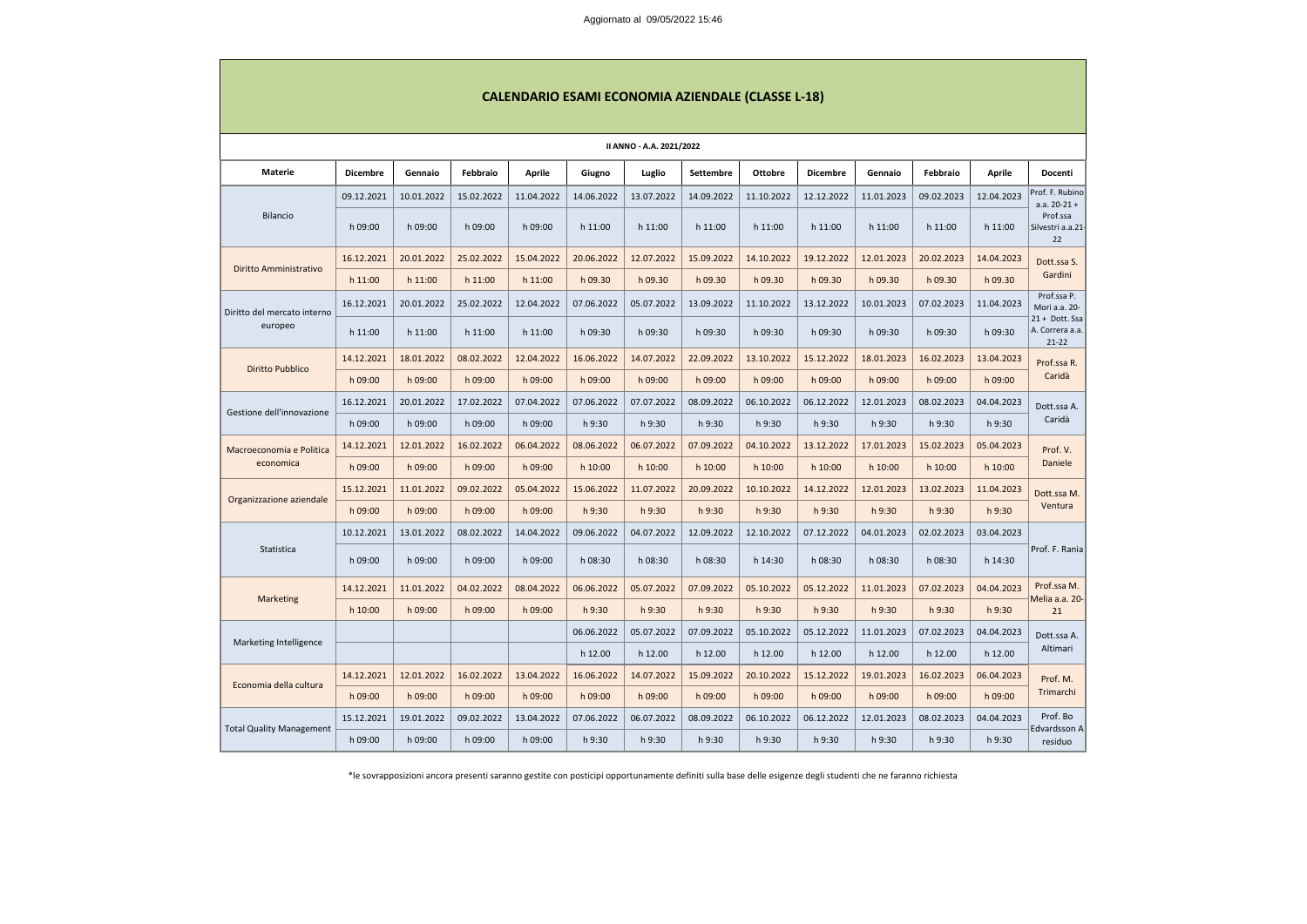Aggiornato al 09/05/2022 15:46

# CALENDARIO ESAMI ECONOMIA AZIENDALE (CLASSE L-18)

## II ANNO - A.A. 2021/2022

| Materie | Dicembre | Gennaio | Febbraio | Aprile | Giugno | Luglio | Settembre | Ottobre | Dicembre | Gennaio | Febbraio | Aprile | Docenti |
|---|---|---|---|---|---|---|---|---|---|---|---|---|---|
| Bilancio | 09.12.2021 | 10.01.2022 | 15.02.2022 | 11.04.2022 | 14.06.2022 | 13.07.2022 | 14.09.2022 | 11.10.2022 | 12.12.2022 | 11.01.2023 | 09.02.2023 | 12.04.2023 | Prof. F. Rubino a.a. 20-21 + Prof.ssa Silvestri a.a.21-22 |
| | h 09:00 | h 09:00 | h 09:00 | h 09:00 | h 11:00 | h 11:00 | h 11:00 | h 11:00 | h 11:00 | h 11:00 | h 11:00 | h 11:00 | |
| Diritto Amministrativo | 16.12.2021 | 20.01.2022 | 25.02.2022 | 15.04.2022 | 20.06.2022 | 12.07.2022 | 15.09.2022 | 14.10.2022 | 19.12.2022 | 12.01.2023 | 20.02.2023 | 14.04.2023 | Dott.ssa S. Gardini |
| | h 11:00 | h 11:00 | h 11:00 | h 11:00 | h 09.30 | h 09.30 | h 09.30 | h 09.30 | h 09.30 | h 09.30 | h 09.30 | h 09.30 | |
| Diritto del mercato interno europeo | 16.12.2021 | 20.01.2022 | 25.02.2022 | 12.04.2022 | 07.06.2022 | 05.07.2022 | 13.09.2022 | 11.10.2022 | 13.12.2022 | 10.01.2023 | 07.02.2023 | 11.04.2023 | Prof.ssa P. Mori a.a. 20-21 + Dott. Ssa A. Correra a.a. 21-22 |
| | h 11:00 | h 11:00 | h 11:00 | h 11:00 | h 09:30 | h 09:30 | h 09:30 | h 09:30 | h 09:30 | h 09:30 | h 09:30 | h 09:30 | |
| Diritto Pubblico | 14.12.2021 | 18.01.2022 | 08.02.2022 | 12.04.2022 | 16.06.2022 | 14.07.2022 | 22.09.2022 | 13.10.2022 | 15.12.2022 | 18.01.2023 | 16.02.2023 | 13.04.2023 | Prof.ssa R. Caridà |
| | h 09:00 | h 09:00 | h 09:00 | h 09:00 | h 09:00 | h 09:00 | h 09:00 | h 09:00 | h 09:00 | h 09:00 | h 09:00 | h 09:00 | |
| Gestione dell'innovazione | 16.12.2021 | 20.01.2022 | 17.02.2022 | 07.04.2022 | 07.06.2022 | 07.07.2022 | 08.09.2022 | 06.10.2022 | 06.12.2022 | 12.01.2023 | 08.02.2023 | 04.04.2023 | Dott.ssa A. Caridà |
| | h 09:00 | h 09:00 | h 09:00 | h 09:00 | h 9:30 | h 9:30 | h 9:30 | h 9:30 | h 9:30 | h 9:30 | h 9:30 | h 9:30 | |
| Macroeconomia e Politica economica | 14.12.2021 | 12.01.2022 | 16.02.2022 | 06.04.2022 | 08.06.2022 | 06.07.2022 | 07.09.2022 | 04.10.2022 | 13.12.2022 | 17.01.2023 | 15.02.2023 | 05.04.2023 | Prof. V. Daniele |
| | h 09:00 | h 09:00 | h 09:00 | h 09:00 | h 10:00 | h 10:00 | h 10:00 | h 10:00 | h 10:00 | h 10:00 | h 10:00 | h 10:00 | |
| Organizzazione aziendale | 15.12.2021 | 11.01.2022 | 09.02.2022 | 05.04.2022 | 15.06.2022 | 11.07.2022 | 20.09.2022 | 10.10.2022 | 14.12.2022 | 12.01.2023 | 13.02.2023 | 11.04.2023 | Dott.ssa M. Ventura |
| | h 09:00 | h 09:00 | h 09:00 | h 09:00 | h 9:30 | h 9:30 | h 9:30 | h 9:30 | h 9:30 | h 9:30 | h 9:30 | h 9:30 | |
| Statistica | 10.12.2021 | 13.01.2022 | 08.02.2022 | 14.04.2022 | 09.06.2022 | 04.07.2022 | 12.09.2022 | 12.10.2022 | 07.12.2022 | 04.01.2023 | 02.02.2023 | 03.04.2023 | Prof. F. Rania |
| | h 09:00 | h 09:00 | h 09:00 | h 09:00 | h 08:30 | h 08:30 | h 08:30 | h 14:30 | h 08:30 | h 08:30 | h 08:30 | h 14:30 | |
| Marketing | 14.12.2021 | 11.01.2022 | 04.02.2022 | 08.04.2022 | 06.06.2022 | 05.07.2022 | 07.09.2022 | 05.10.2022 | 05.12.2022 | 11.01.2023 | 07.02.2023 | 04.04.2023 | Prof.ssa M. Melia a.a. 20-21 |
| | h 10:00 | h 09:00 | h 09:00 | h 09:00 | h 9:30 | h 9:30 | h 9:30 | h 9:30 | h 9:30 | h 9:30 | h 9:30 | h 9:30 | |
| Marketing Intelligence | | | | | 06.06.2022 | 05.07.2022 | 07.09.2022 | 05.10.2022 | 05.12.2022 | 11.01.2023 | 07.02.2023 | 04.04.2023 | Dott.ssa A. Altimari |
| | | | | | h 12.00 | h 12.00 | h 12.00 | h 12.00 | h 12.00 | h 12.00 | h 12.00 | h 12.00 | |
| Economia della cultura | 14.12.2021 | 12.01.2022 | 16.02.2022 | 13.04.2022 | 16.06.2022 | 14.07.2022 | 15.09.2022 | 20.10.2022 | 15.12.2022 | 19.01.2023 | 16.02.2023 | 06.04.2023 | Prof. M. Trimarchi |
| | h 09:00 | h 09:00 | h 09:00 | h 09:00 | h 09:00 | h 09:00 | h 09:00 | h 09:00 | h 09:00 | h 09:00 | h 09:00 | h 09:00 | |
| Total Quality Management | 15.12.2021 | 19.01.2022 | 09.02.2022 | 13.04.2022 | 07.06.2022 | 06.07.2022 | 08.09.2022 | 06.10.2022 | 06.12.2022 | 12.01.2023 | 08.02.2023 | 04.04.2023 | Prof. Bo Edvardsson A residuo |
| | h 09:00 | h 09:00 | h 09:00 | h 09:00 | h 9:30 | h 9:30 | h 9:30 | h 9:30 | h 9:30 | h 9:30 | h 9:30 | h 9:30 | |

*le sovrapposizioni ancora presenti saranno gestite con posticipi opportunamente definiti sulla base delle esigenze degli studenti che ne faranno richiesta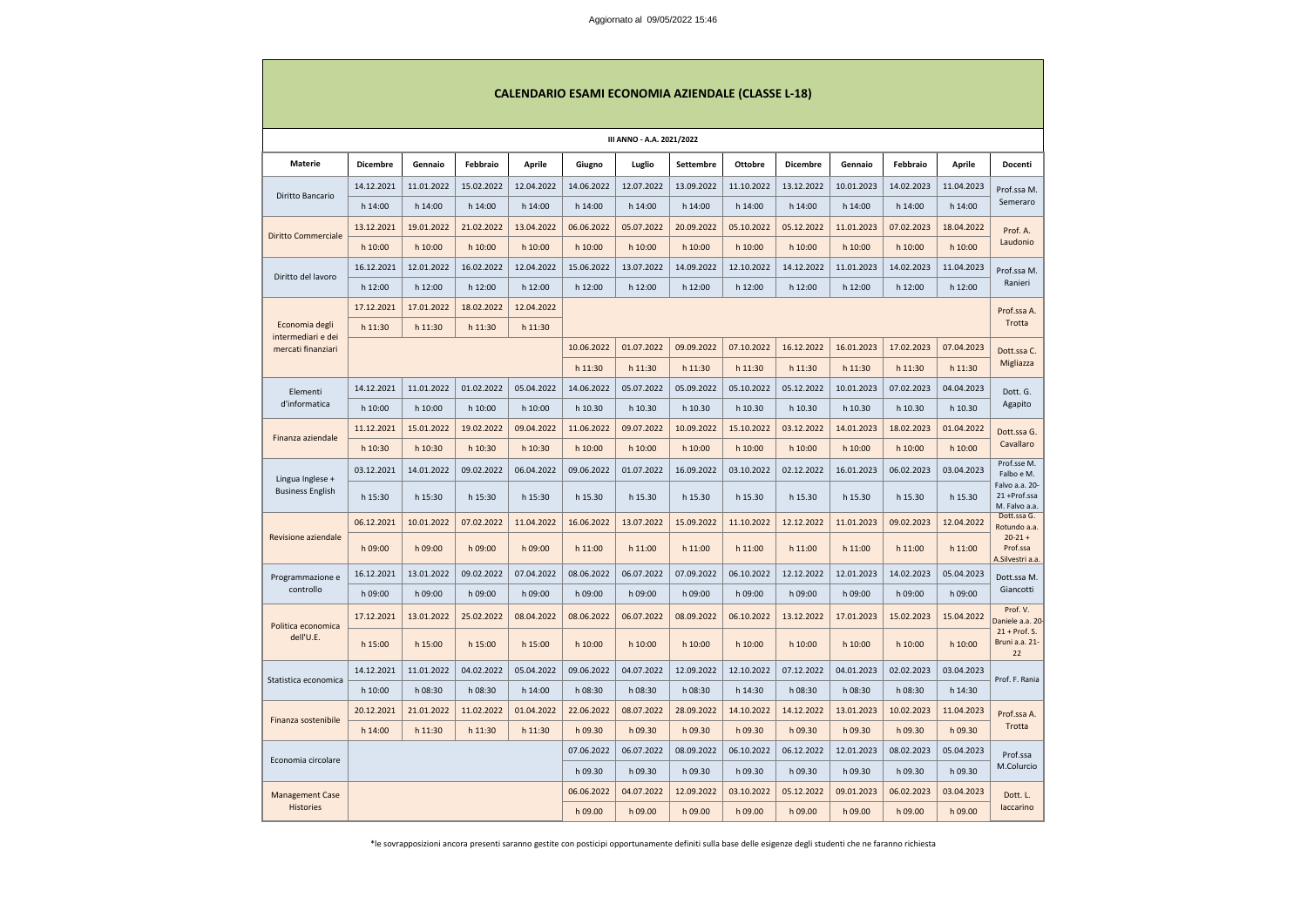Aggiornato al 09/05/2022 15:46

# CALENDARIO ESAMI ECONOMIA AZIENDALE (CLASSE L-18)

## III ANNO - A.A. 2021/2022

| Materie | Dicembre | Gennaio | Febbraio | Aprile | Giugno | Luglio | Settembre | Ottobre | Dicembre | Gennaio | Febbraio | Aprile | Docenti |
|---|---|---|---|---|---|---|---|---|---|---|---|---|---|
| Diritto Bancario | 14.12.2021 | 11.01.2022 | 15.02.2022 | 12.04.2022 | 14.06.2022 | 12.07.2022 | 13.09.2022 | 11.10.2022 | 13.12.2022 | 10.01.2023 | 14.02.2023 | 11.04.2023 | Prof.ssa M. Semeraro |
| | h 14:00 | h 14:00 | h 14:00 | h 14:00 | h 14:00 | h 14:00 | h 14:00 | h 14:00 | h 14:00 | h 14:00 | h 14:00 | h 14:00 | |
| Diritto Commerciale | 13.12.2021 | 19.01.2022 | 21.02.2022 | 13.04.2022 | 06.06.2022 | 05.07.2022 | 20.09.2022 | 05.10.2022 | 05.12.2022 | 11.01.2023 | 07.02.2023 | 18.04.2022 | Prof. A. Laudonio |
| | h 10:00 | h 10:00 | h 10:00 | h 10:00 | h 10:00 | h 10:00 | h 10:00 | h 10:00 | h 10:00 | h 10:00 | h 10:00 | h 10:00 | |
| Diritto del lavoro | 16.12.2021 | 12.01.2022 | 16.02.2022 | 12.04.2022 | 15.06.2022 | 13.07.2022 | 14.09.2022 | 12.10.2022 | 14.12.2022 | 11.01.2023 | 14.02.2023 | 11.04.2023 | Prof.ssa M. Ranieri |
| | h 12:00 | h 12:00 | h 12:00 | h 12:00 | h 12:00 | h 12:00 | h 12:00 | h 12:00 | h 12:00 | h 12:00 | h 12:00 | h 12:00 | |
| Economia degli intermediari e dei mercati finanziari | 17.12.2021 | 17.01.2022 | 18.02.2022 | 12.04.2022 | | | | | | | | | Prof.ssa A. Trotta |
| | h 11:30 | h 11:30 | h 11:30 | h 11:30 | | | | | | | | | |
| | | | | | 10.06.2022 | 01.07.2022 | 09.09.2022 | 07.10.2022 | 16.12.2022 | 16.01.2023 | 17.02.2023 | 07.04.2023 | Dott.ssa C. Migliazza |
| | | | | | h 11:30 | h 11:30 | h 11:30 | h 11:30 | h 11:30 | h 11:30 | h 11:30 | h 11:30 | |
| Elementi d'informatica | 14.12.2021 | 11.01.2022 | 01.02.2022 | 05.04.2022 | 14.06.2022 | 05.07.2022 | 05.09.2022 | 05.10.2022 | 05.12.2022 | 10.01.2023 | 07.02.2023 | 04.04.2023 | Dott. G. Agapito |
| | h 10:00 | h 10:00 | h 10:00 | h 10:00 | h 10.30 | h 10.30 | h 10.30 | h 10.30 | h 10.30 | h 10.30 | h 10.30 | h 10.30 | |
| Finanza aziendale | 11.12.2021 | 15.01.2022 | 19.02.2022 | 09.04.2022 | 11.06.2022 | 09.07.2022 | 10.09.2022 | 15.10.2022 | 03.12.2022 | 14.01.2023 | 18.02.2023 | 01.04.2022 | Dott.ssa G. Cavallaro |
| | h 10:30 | h 10:30 | h 10:30 | h 10:30 | h 10:00 | h 10:00 | h 10:00 | h 10:00 | h 10:00 | h 10:00 | h 10:00 | h 10:00 | |
| Lingua Inglese + Business English | 03.12.2021 | 14.01.2022 | 09.02.2022 | 06.04.2022 | 09.06.2022 | 01.07.2022 | 16.09.2022 | 03.10.2022 | 02.12.2022 | 16.01.2023 | 06.02.2023 | 03.04.2023 | Prof.sse M. Falbo e M. Falvo a.a. 20-21 +Prof.ssa M. Falvo a.a. |
| | h 15:30 | h 15:30 | h 15:30 | h 15:30 | h 15.30 | h 15.30 | h 15.30 | h 15.30 | h 15.30 | h 15.30 | h 15.30 | h 15.30 | |
| Revisione aziendale | 06.12.2021 | 10.01.2022 | 07.02.2022 | 11.04.2022 | 16.06.2022 | 13.07.2022 | 15.09.2022 | 11.10.2022 | 12.12.2022 | 11.01.2023 | 09.02.2023 | 12.04.2022 | Dott.ssa G. Rotundo a.a. 20-21 + Prof.ssa A.Silvestri a.a. |
| | h 09:00 | h 09:00 | h 09:00 | h 09:00 | h 11:00 | h 11:00 | h 11:00 | h 11:00 | h 11:00 | h 11:00 | h 11:00 | h 11:00 | |
| Programmazione e controllo | 16.12.2021 | 13.01.2022 | 09.02.2022 | 07.04.2022 | 08.06.2022 | 06.07.2022 | 07.09.2022 | 06.10.2022 | 12.12.2022 | 12.01.2023 | 14.02.2023 | 05.04.2023 | Dott.ssa M. Giancotti |
| | h 09:00 | h 09:00 | h 09:00 | h 09:00 | h 09:00 | h 09:00 | h 09:00 | h 09:00 | h 09:00 | h 09:00 | h 09:00 | h 09:00 | |
| Politica economica dell'U.E. | 17.12.2021 | 13.01.2022 | 25.02.2022 | 08.04.2022 | 08.06.2022 | 06.07.2022 | 08.09.2022 | 06.10.2022 | 13.12.2022 | 17.01.2023 | 15.02.2023 | 15.04.2022 | Prof. V. Daniele a.a. 20-21 + Prof. S. Bruni a.a. 21-22 |
| | h 15:00 | h 15:00 | h 15:00 | h 15:00 | h 10:00 | h 10:00 | h 10:00 | h 10:00 | h 10:00 | h 10:00 | h 10:00 | h 10:00 | |
| Statistica economica | 14.12.2021 | 11.01.2022 | 04.02.2022 | 05.04.2022 | 09.06.2022 | 04.07.2022 | 12.09.2022 | 12.10.2022 | 07.12.2022 | 04.01.2023 | 02.02.2023 | 03.04.2023 | Prof. F. Rania |
| | h 10:00 | h 08:30 | h 08:30 | h 14:00 | h 08:30 | h 08:30 | h 08:30 | h 14:30 | h 08:30 | h 08:30 | h 08:30 | h 14:30 | |
| Finanza sostenibile | 20.12.2021 | 21.01.2022 | 11.02.2022 | 01.04.2022 | 22.06.2022 | 08.07.2022 | 28.09.2022 | 14.10.2022 | 14.12.2022 | 13.01.2023 | 10.02.2023 | 11.04.2023 | Prof.ssa A. Trotta |
| | h 14:00 | h 11:30 | h 11:30 | h 11:30 | h 09.30 | h 09.30 | h 09.30 | h 09.30 | h 09.30 | h 09.30 | h 09.30 | h 09.30 | |
| Economia circolare | | | | | 07.06.2022 | 06.07.2022 | 08.09.2022 | 06.10.2022 | 06.12.2022 | 12.01.2023 | 08.02.2023 | 05.04.2023 | Prof.ssa M.Colurcio |
| | | | | | h 09.30 | h 09.30 | h 09.30 | h 09.30 | h 09.30 | h 09.30 | h 09.30 | h 09.30 | |
| Management Case Histories | | | | | 06.06.2022 | 04.07.2022 | 12.09.2022 | 03.10.2022 | 05.12.2022 | 09.01.2023 | 06.02.2023 | 03.04.2023 | Dott. L. Iaccarino |
| | | | | | h 09.00 | h 09.00 | h 09.00 | h 09.00 | h 09.00 | h 09.00 | h 09.00 | h 09.00 | |

*le sovrapposizioni ancora presenti saranno gestite con posticipi opportunamente definiti sulla base delle esigenze degli studenti che ne faranno richiesta